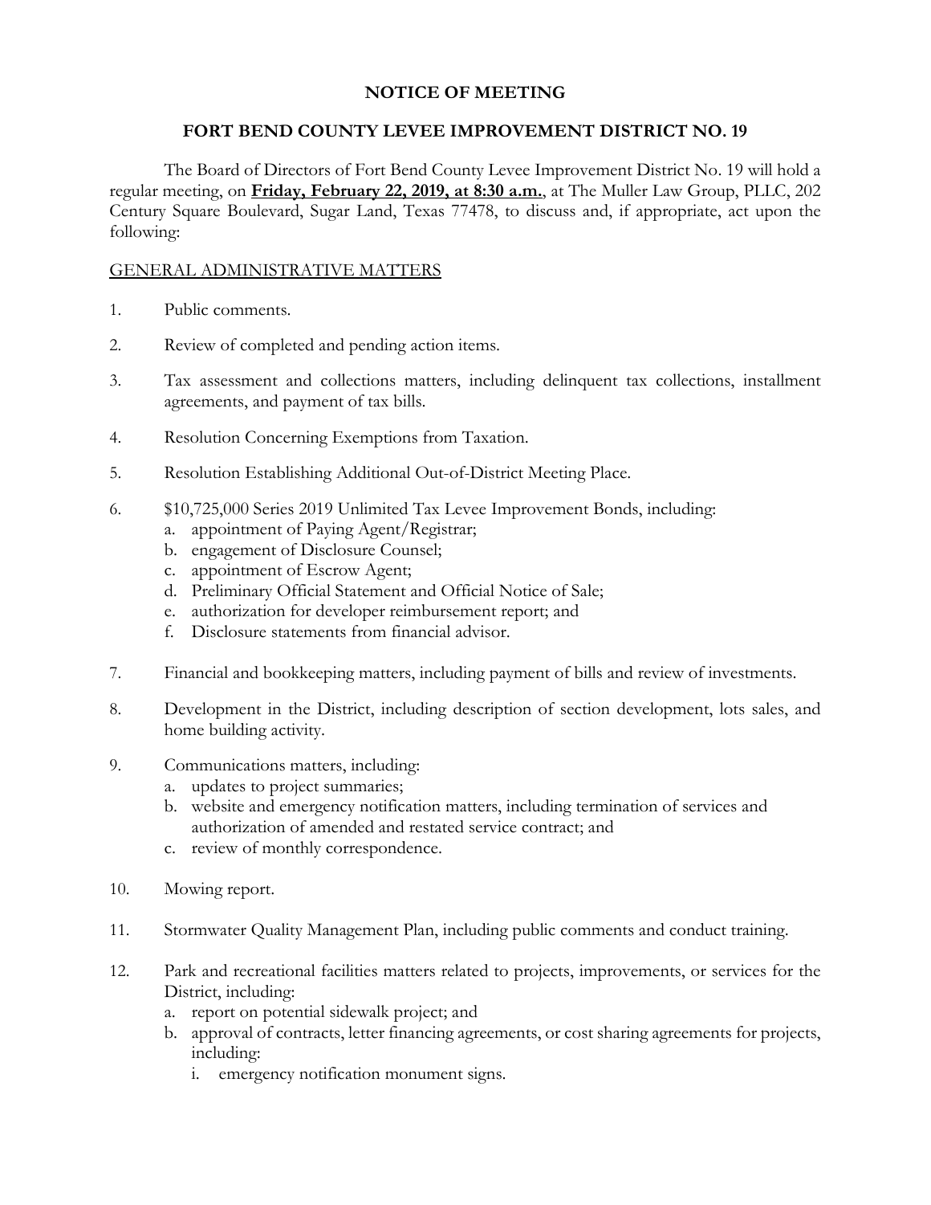# NOTICE OF MEETING

## FORT BEND COUNTY LEVEE IMPROVEMENT DISTRICT NO. 19

The Board of Directors of Fort Bend County Levee Improvement District No. 19 will hold a regular meeting, on **Friday, February 22, 2019, at 8:30 a.m.**, at The Muller Law Group, PLLC, 202 Century Square Boulevard, Sugar Land, Texas 77478, to discuss and, if appropriate, act upon the following:

GENERAL ADMINISTRATIVE MATTERS

1. Public comments.

2. Review of completed and pending action items.

3. Tax assessment and collections matters, including delinquent tax collections, installment agreements, and payment of tax bills.

4. Resolution Concerning Exemptions from Taxation.

5. Resolution Establishing Additional Out-of-District Meeting Place.

6. $10,725,000 Series 2019 Unlimited Tax Levee Improvement Bonds, including:
   a. appointment of Paying Agent/Registrar;
   b. engagement of Disclosure Counsel;
   c. appointment of Escrow Agent;
   d. Preliminary Official Statement and Official Notice of Sale;
   e. authorization for developer reimbursement report; and
   f. Disclosure statements from financial advisor.

7. Financial and bookkeeping matters, including payment of bills and review of investments.

8. Development in the District, including description of section development, lots sales, and home building activity.

9. Communications matters, including:
   a. updates to project summaries;
   b. website and emergency notification matters, including termination of services and authorization of amended and restated service contract; and
   c. review of monthly correspondence.

10. Mowing report.

11. Stormwater Quality Management Plan, including public comments and conduct training.

12. Park and recreational facilities matters related to projects, improvements, or services for the District, including:
    a. report on potential sidewalk project; and
    b. approval of contracts, letter financing agreements, or cost sharing agreements for projects, including:
       i. emergency notification monument signs.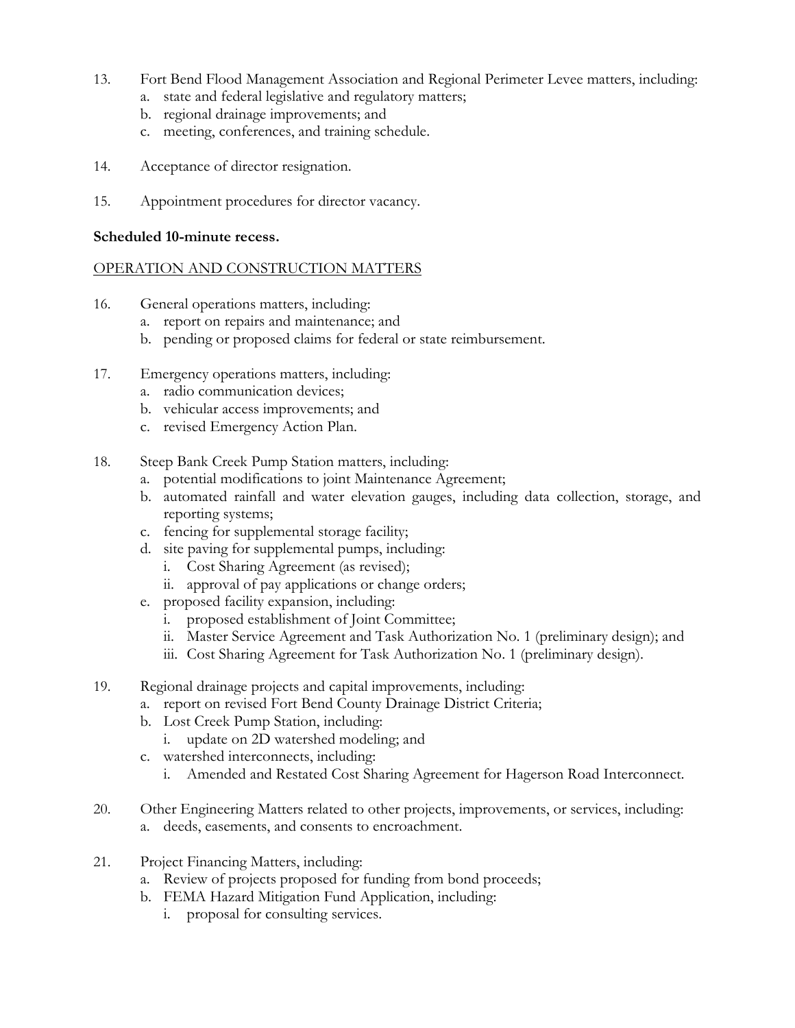13. Fort Bend Flood Management Association and Regional Perimeter Levee matters, including:
    a. state and federal legislative and regulatory matters;
    b. regional drainage improvements; and
    c. meeting, conferences, and training schedule.

14. Acceptance of director resignation.

15. Appointment procedures for director vacancy.

**Scheduled 10-minute recess.**

<u>OPERATION AND CONSTRUCTION MATTERS</u>

16. General operations matters, including:
    a. report on repairs and maintenance; and
    b. pending or proposed claims for federal or state reimbursement.

17. Emergency operations matters, including:
    a. radio communication devices;
    b. vehicular access improvements; and
    c. revised Emergency Action Plan.

18. Steep Bank Creek Pump Station matters, including:
    a. potential modifications to joint Maintenance Agreement;
    b. automated rainfall and water elevation gauges, including data collection, storage, and reporting systems;
    c. fencing for supplemental storage facility;
    d. site paving for supplemental pumps, including:
        i. Cost Sharing Agreement (as revised);
        ii. approval of pay applications or change orders;
    e. proposed facility expansion, including:
        i. proposed establishment of Joint Committee;
        ii. Master Service Agreement and Task Authorization No. 1 (preliminary design); and
        iii. Cost Sharing Agreement for Task Authorization No. 1 (preliminary design).

19. Regional drainage projects and capital improvements, including:
    a. report on revised Fort Bend County Drainage District Criteria;
    b. Lost Creek Pump Station, including:
        i. update on 2D watershed modeling; and
    c. watershed interconnects, including:
        i. Amended and Restated Cost Sharing Agreement for Hagerson Road Interconnect.

20. Other Engineering Matters related to other projects, improvements, or services, including:
    a. deeds, easements, and consents to encroachment.

21. Project Financing Matters, including:
    a. Review of projects proposed for funding from bond proceeds;
    b. FEMA Hazard Mitigation Fund Application, including:
        i. proposal for consulting services.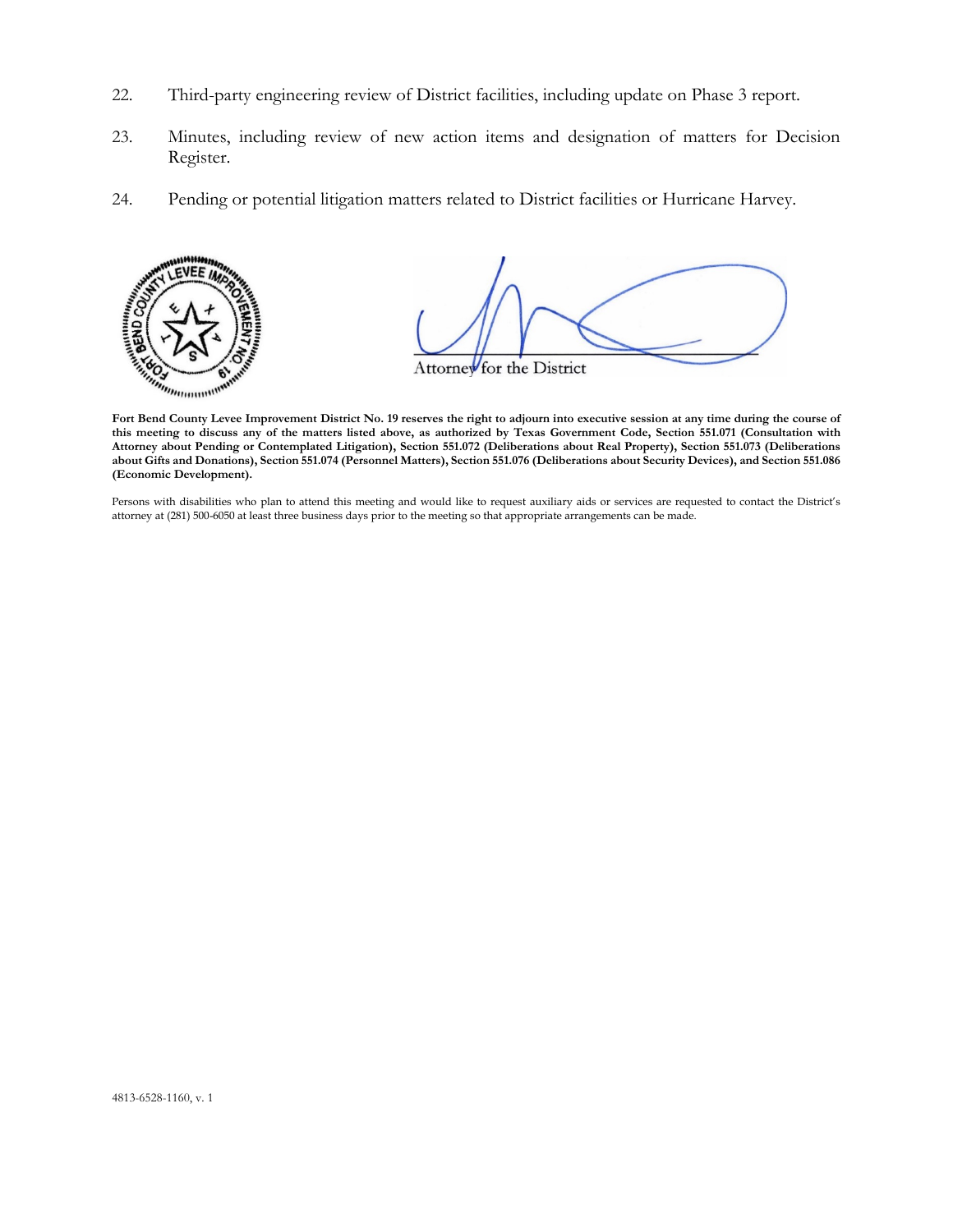22. Third-party engineering review of District facilities, including update on Phase 3 report.

23. Minutes, including review of new action items and designation of matters for Decision Register.

24. Pending or potential litigation matters related to District facilities or Hurricane Harvey.

Attorney for the District

**Fort Bend County Levee Improvement District No. 19 reserves the right to adjourn into executive session at any time during the course of this meeting to discuss any of the matters listed above, as authorized by Texas Government Code, Section 551.071 (Consultation with Attorney about Pending or Contemplated Litigation), Section 551.072 (Deliberations about Real Property), Section 551.073 (Deliberations about Gifts and Donations), Section 551.074 (Personnel Matters), Section 551.076 (Deliberations about Security Devices), and Section 551.086 (Economic Development).**

Persons with disabilities who plan to attend this meeting and would like to request auxiliary aids or services are requested to contact the District's attorney at (281) 500-6050 at least three business days prior to the meeting so that appropriate arrangements can be made.

4813-6528-1160, v. 1